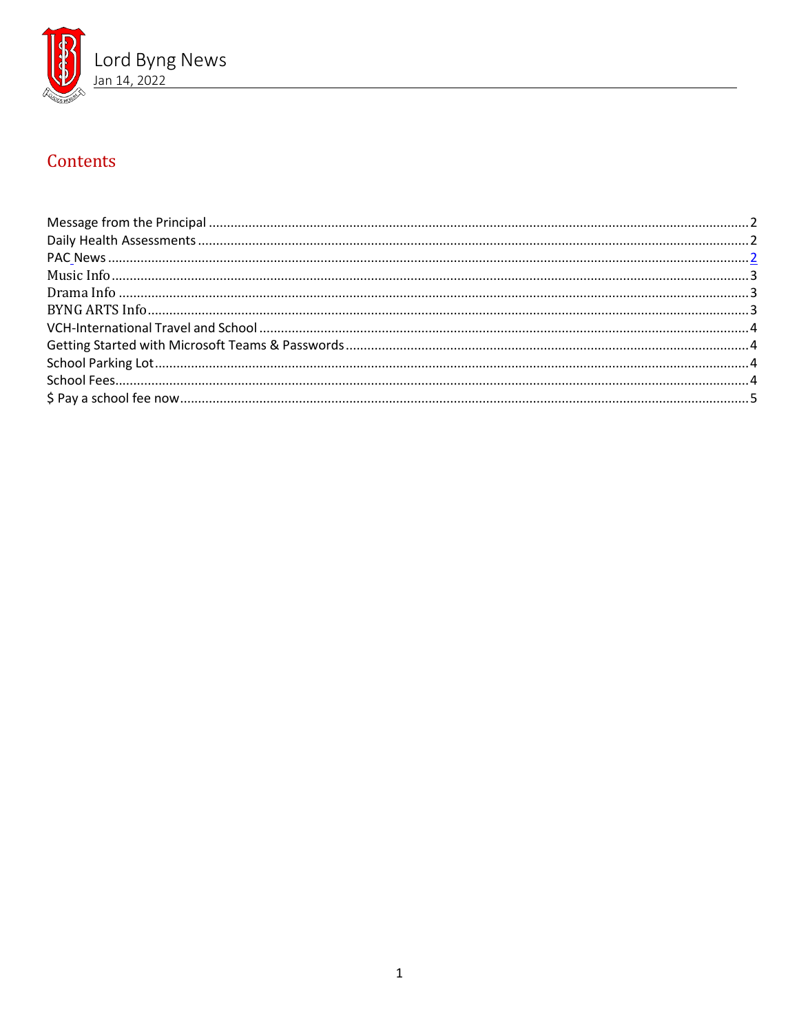# Lord Byng News

Jan 14, 2022

## Contents

Message from the Principal ..... 2
Daily Health Assessments ..... 2
PAC News ..... 2
Music Info ..... 3
Drama Info ..... 3
BYNG ARTS Info ..... 3
VCH-International Travel and School ..... 4
Getting Started with Microsoft Teams & Passwords ..... 4
School Parking Lot ..... 4
School Fees ..... 4
$ Pay a school fee now ..... 5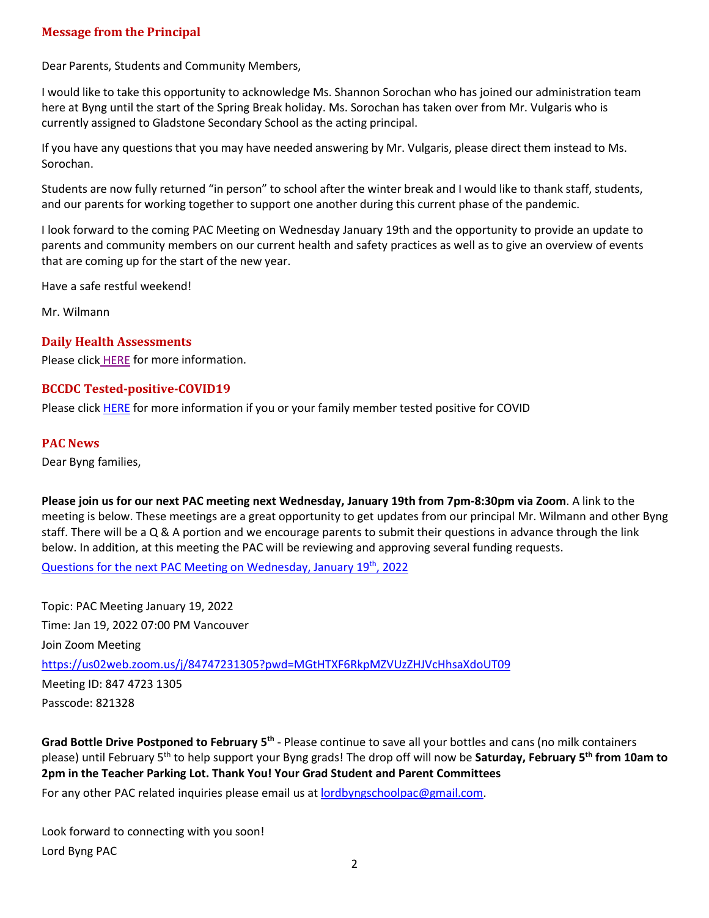## Message from the Principal

Dear Parents, Students and Community Members,

I would like to take this opportunity to acknowledge Ms. Shannon Sorochan who has joined our administration team here at Byng until the start of the Spring Break holiday. Ms. Sorochan has taken over from Mr. Vulgaris who is currently assigned to Gladstone Secondary School as the acting principal.

If you have any questions that you may have needed answering by Mr. Vulgaris, please direct them instead to Ms. Sorochan.

Students are now fully returned "in person" to school after the winter break and I would like to thank staff, students, and our parents for working together to support one another during this current phase of the pandemic.

I look forward to the coming PAC Meeting on Wednesday January 19th and the opportunity to provide an update to parents and community members on our current health and safety practices as well as to give an overview of events that are coming up for the start of the new year.

Have a safe restful weekend!

Mr. Wilmann

## Daily Health Assessments

Please click HERE for more information.

## BCCDC Tested-positive-COVID19

Please click HERE for more information if you or your family member tested positive for COVID

## PAC News

Dear Byng families,

**Please join us for our next PAC meeting next Wednesday, January 19th from 7pm-8:30pm via Zoom**. A link to the meeting is below. These meetings are a great opportunity to get updates from our principal Mr. Wilmann and other Byng staff. There will be a Q & A portion and we encourage parents to submit their questions in advance through the link below. In addition, at this meeting the PAC will be reviewing and approving several funding requests.

Questions for the next PAC Meeting on Wednesday, January 19th, 2022

Topic: PAC Meeting January 19, 2022
Time: Jan 19, 2022 07:00 PM Vancouver
Join Zoom Meeting
https://us02web.zoom.us/j/84747231305?pwd=MGtHTXF6RkpMZVUzZHJVcHhsaXdoUT09
Meeting ID: 847 4723 1305
Passcode: 821328

**Grad Bottle Drive Postponed to February 5th** - Please continue to save all your bottles and cans (no milk containers please) until February 5th to help support your Byng grads! The drop off will now be **Saturday, February 5th from 10am to 2pm in the Teacher Parking Lot. Thank You! Your Grad Student and Parent Committees**

For any other PAC related inquiries please email us at lordbyngschoolpac@gmail.com.

Look forward to connecting with you soon!
Lord Byng PAC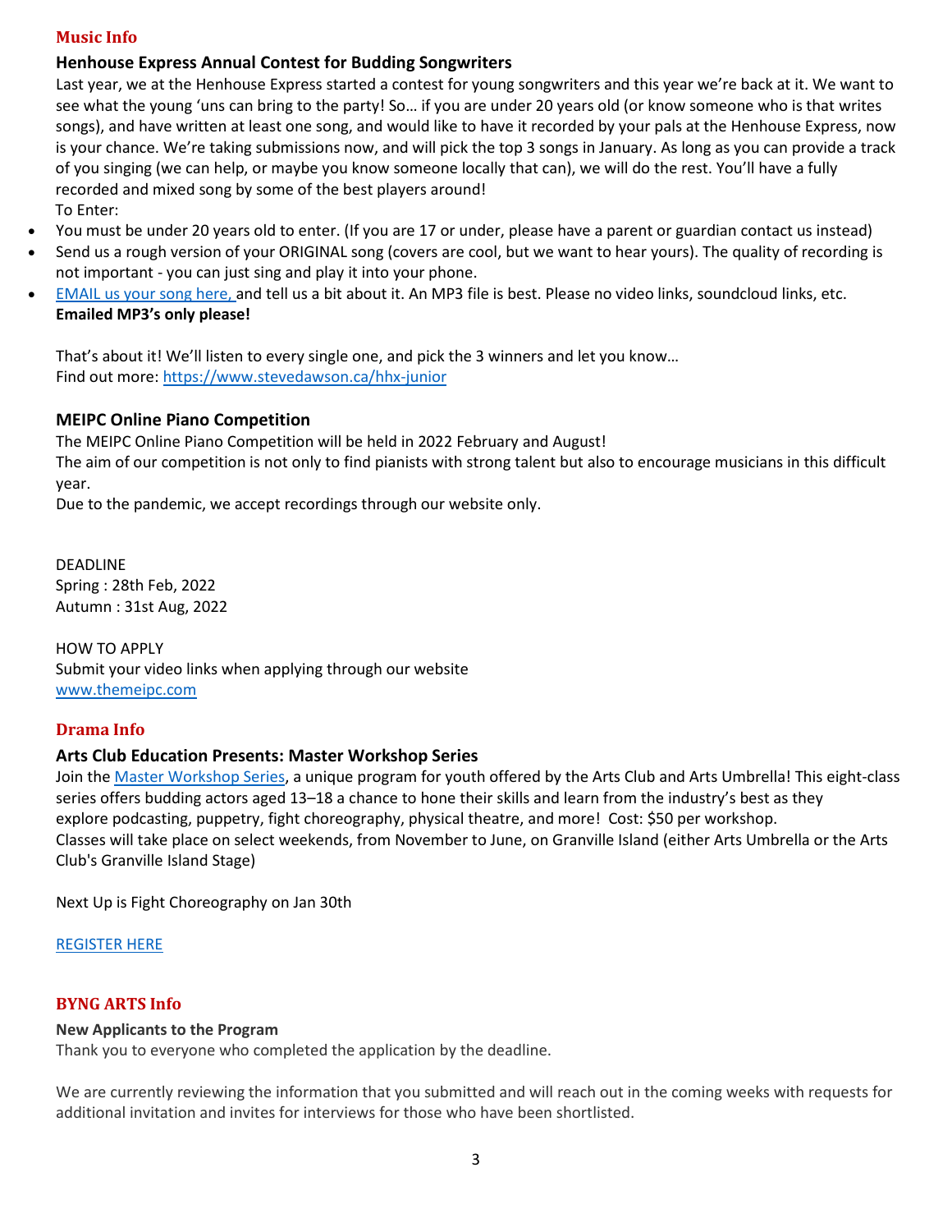## Music Info

### Henhouse Express Annual Contest for Budding Songwriters

Last year, we at the Henhouse Express started a contest for young songwriters and this year we're back at it. We want to see what the young 'uns can bring to the party! So… if you are under 20 years old (or know someone who is that writes songs), and have written at least one song, and would like to have it recorded by your pals at the Henhouse Express, now is your chance. We're taking submissions now, and will pick the top 3 songs in January. As long as you can provide a track of you singing (we can help, or maybe you know someone locally that can), we will do the rest. You'll have a fully recorded and mixed song by some of the best players around!

To Enter:

- You must be under 20 years old to enter. (If you are 17 or under, please have a parent or guardian contact us instead)
- Send us a rough version of your ORIGINAL song (covers are cool, but we want to hear yours). The quality of recording is not important - you can just sing and play it into your phone.
- EMAIL us your song here, and tell us a bit about it. An MP3 file is best. Please no video links, soundcloud links, etc. **Emailed MP3's only please!**

That's about it! We'll listen to every single one, and pick the 3 winners and let you know…
Find out more: https://www.stevedawson.ca/hhx-junior

### MEIPC Online Piano Competition

The MEIPC Online Piano Competition will be held in 2022 February and August!
The aim of our competition is not only to find pianists with strong talent but also to encourage musicians in this difficult year.
Due to the pandemic, we accept recordings through our website only.

DEADLINE
Spring : 28th Feb, 2022
Autumn : 31st Aug, 2022

HOW TO APPLY
Submit your video links when applying through our website
www.themeipc.com

## Drama Info

### Arts Club Education Presents: Master Workshop Series

Join the Master Workshop Series, a unique program for youth offered by the Arts Club and Arts Umbrella! This eight-class series offers budding actors aged 13–18 a chance to hone their skills and learn from the industry's best as they explore podcasting, puppetry, fight choreography, physical theatre, and more! Cost: $50 per workshop.
Classes will take place on select weekends, from November to June, on Granville Island (either Arts Umbrella or the Arts Club's Granville Island Stage)

Next Up is Fight Choreography on Jan 30th

REGISTER HERE

## BYNG ARTS Info

**New Applicants to the Program**

Thank you to everyone who completed the application by the deadline.

We are currently reviewing the information that you submitted and will reach out in the coming weeks with requests for additional invitation and invites for interviews for those who have been shortlisted.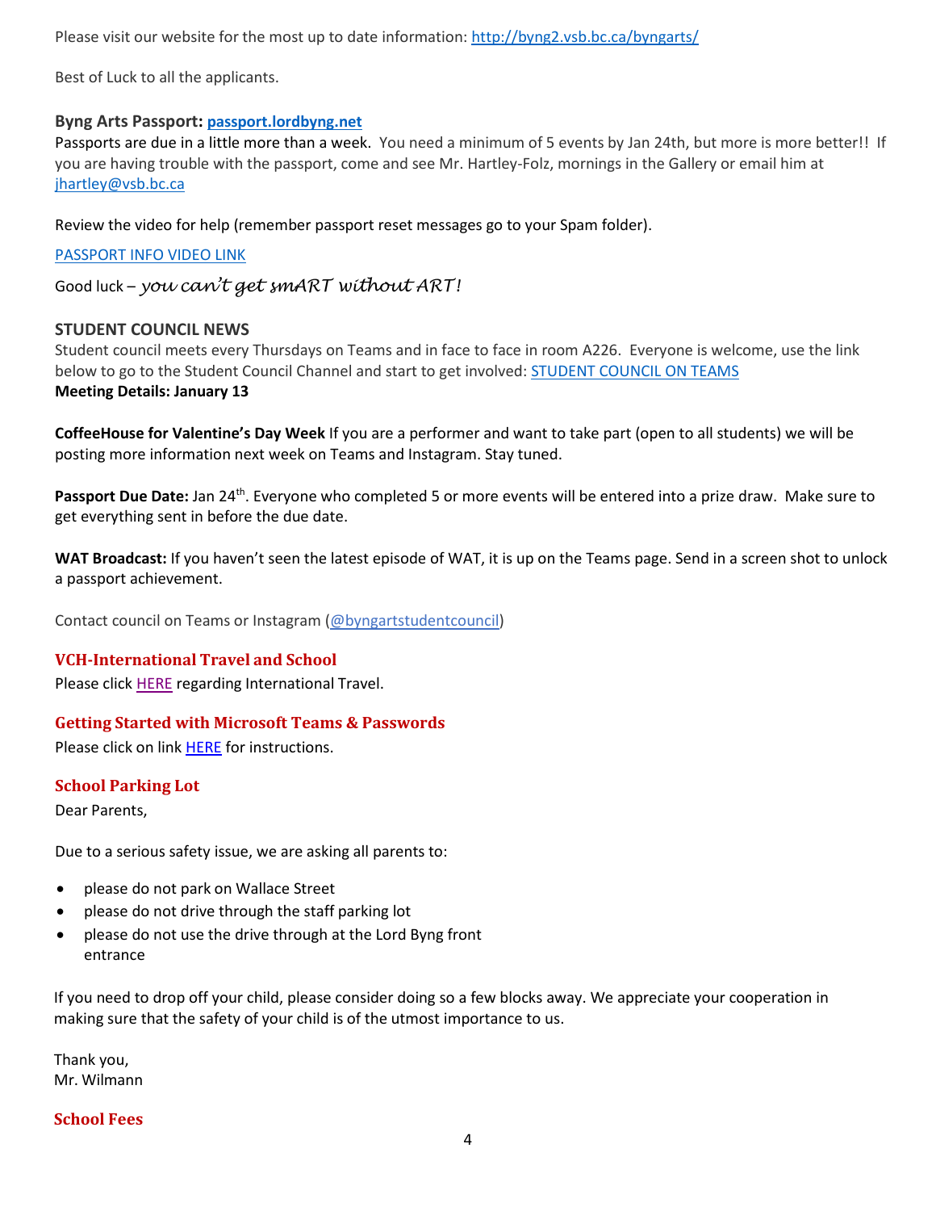Please visit our website for the most up to date information: [http://byng2.vsb.bc.ca/byngarts/](http://byng2.vsb.bc.ca/byngarts/)

Best of Luck to all the applicants.

**Byng Arts Passport: [passport.lordbyng.net](passport.lordbyng.net)**

Passports are due in a little more than a week. You need a minimum of 5 events by Jan 24th, but more is more better!! If you are having trouble with the passport, come and see Mr. Hartley-Folz, mornings in the Gallery or email him at [jhartley@vsb.bc.ca](mailto:jhartley@vsb.bc.ca)

Review the video for help (remember passport reset messages go to your Spam folder).

PASSPORT INFO VIDEO LINK

Good luck – *you can't get smART without ART!*

**STUDENT COUNCIL NEWS**

Student council meets every Thursdays on Teams and in face to face in room A226. Everyone is welcome, use the link below to go to the Student Council Channel and start to get involved: STUDENT COUNCIL ON TEAMS

**Meeting Details: January 13**

**CoffeeHouse for Valentine's Day Week** If you are a performer and want to take part (open to all students) we will be posting more information next week on Teams and Instagram. Stay tuned.

**Passport Due Date:** Jan 24th. Everyone who completed 5 or more events will be entered into a prize draw. Make sure to get everything sent in before the due date.

**WAT Broadcast:** If you haven't seen the latest episode of WAT, it is up on the Teams page. Send in a screen shot to unlock a passport achievement.

Contact council on Teams or Instagram (@byngartstudentcouncil)

## VCH-International Travel and School

Please click HERE regarding International Travel.

## Getting Started with Microsoft Teams & Passwords

Please click on link HERE for instructions.

## School Parking Lot

Dear Parents,

Due to a serious safety issue, we are asking all parents to:

- please do not park on Wallace Street
- please do not drive through the staff parking lot
- please do not use the drive through at the Lord Byng front entrance

If you need to drop off your child, please consider doing so a few blocks away. We appreciate your cooperation in making sure that the safety of your child is of the utmost importance to us.

Thank you,
Mr. Wilmann

## School Fees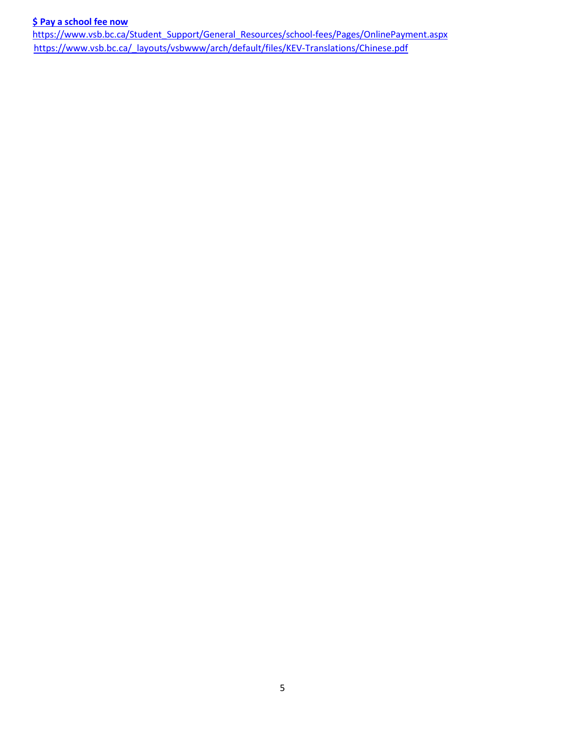**$ Pay a school fee now**

https://www.vsb.bc.ca/Student_Support/General_Resources/school-fees/Pages/OnlinePayment.aspx

https://www.vsb.bc.ca/_layouts/vsbwww/arch/default/files/KEV-Translations/Chinese.pdf